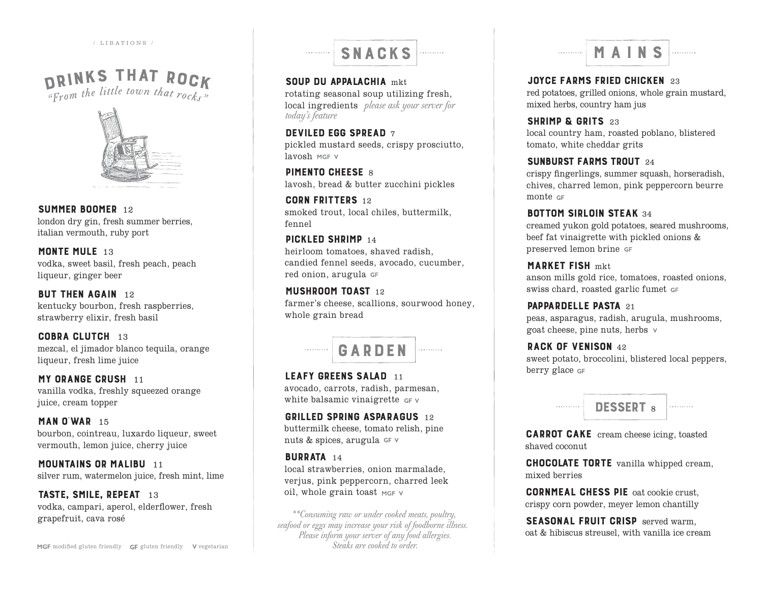/ LIBATIONS /

# DRINKS THAT ROCK

*"From the little town that rocks"*

**SUMMER BOOMER** 12
london dry gin, fresh summer berries, italian vermouth, ruby port

**MONTE MULE** 13
vodka, sweet basil, fresh peach, peach liqueur, ginger beer

**BUT THEN AGAIN** 12
kentucky bourbon, fresh raspberries, strawberry elixir, fresh basil

**COBRA CLUTCH** 13
mezcal, el jimador blanco tequila, orange liqueur, fresh lime juice

**MY ORANGE CRUSH** 11
vanilla vodka, freshly squeezed orange juice, cream topper

**MAN O'WAR** 15
bourbon, cointreau, luxardo liqueur, sweet vermouth, lemon juice, cherry juice

**MOUNTAINS OR MALIBU** 11
silver rum, watermelon juice, fresh mint, lime

**TASTE, SMILE, REPEAT** 13
vodka, campari, aperol, elderflower, fresh grapefruit, cava rosé

**MGF** modified gluten friendly **GF** gluten friendly **V** vegetarian

## SNACKS

**SOUP DU APPALACHIA** mkt
rotating seasonal soup utilizing fresh, local ingredients *please ask your server for today's feature*

**DEVILED EGG SPREAD** 7
pickled mustard seeds, crispy prosciutto, lavosh MGF V

**PIMENTO CHEESE** 8
lavosh, bread & butter zucchini pickles

**CORN FRITTERS** 12
smoked trout, local chiles, buttermilk, fennel

**PICKLED SHRIMP** 14
heirloom tomatoes, shaved radish, candied fennel seeds, avocado, cucumber, red onion, arugula GF

**MUSHROOM TOAST** 12
farmer's cheese, scallions, sourwood honey, whole grain bread

## GARDEN

**LEAFY GREENS SALAD** 11
avocado, carrots, radish, parmesan, white balsamic vinaigrette GF V

**GRILLED SPRING ASPARAGUS** 12
buttermilk cheese, tomato relish, pine nuts & spices, arugula GF V

**BURRATA** 14
local strawberries, onion marmalade, verjus, pink peppercorn, charred leek oil, whole grain toast MGF V

*\*\*Consuming raw or under cooked meats, poultry, seafood or eggs may increase your risk of foodborne illness. Please inform your server of any food allergies. Steaks are cooked to order.*

## MAINS

**JOYCE FARMS FRIED CHICKEN** 23
red potatoes, grilled onions, whole grain mustard, mixed herbs, country ham jus

**SHRIMP & GRITS** 23
local country ham, roasted poblano, blistered tomato, white cheddar grits

**SUNBURST FARMS TROUT** 24
crispy fingerlings, summer squash, horseradish, chives, charred lemon, pink peppercorn beurre monte GF

**BOTTOM SIRLOIN STEAK** 34
creamed yukon gold potatoes, seared mushrooms, beef fat vinaigrette with pickled onions & preserved lemon brine GF

**MARKET FISH** mkt
anson mills gold rice, tomatoes, roasted onions, swiss chard, roasted garlic fumet GF

**PAPPARDELLE PASTA** 21
peas, asparagus, radish, arugula, mushrooms, goat cheese, pine nuts, herbs V

**RACK OF VENISON** 42
sweet potato, broccolini, blistered local peppers, berry glace GF

## DESSERT 8

**CARROT CAKE** cream cheese icing, toasted shaved coconut

**CHOCOLATE TORTE** vanilla whipped cream, mixed berries

**CORNMEAL CHESS PIE** oat cookie crust, crispy corn powder, meyer lemon chantilly

**SEASONAL FRUIT CRISP** served warm, oat & hibiscus streusel, with vanilla ice cream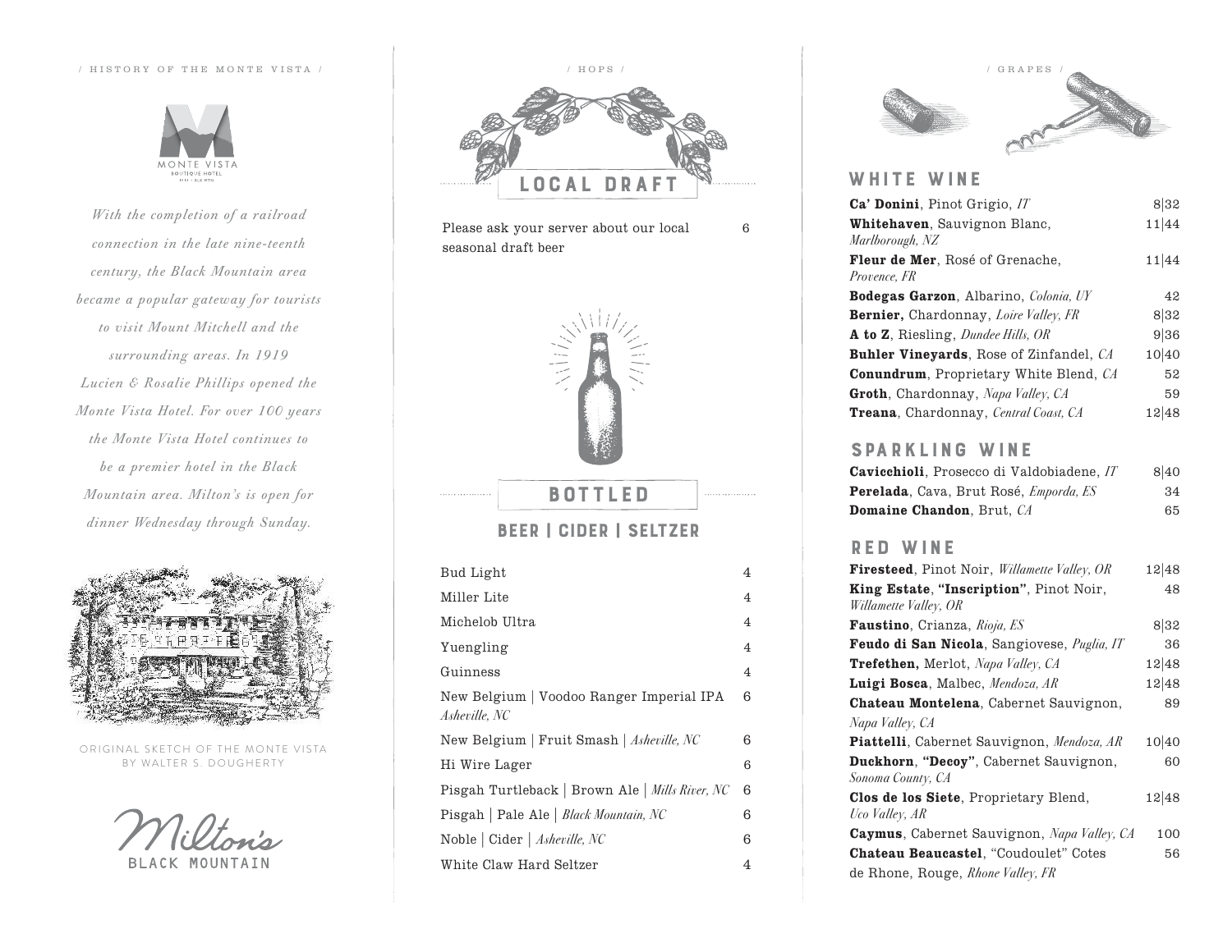/ HISTORY OF THE MONTE VISTA /

MONTE VISTA
BOUTIQUE HOTEL

*With the completion of a railroad connection in the late nine-teenth century, the Black Mountain area became a popular gateway for tourists to visit Mount Mitchell and the surrounding areas. In 1919 Lucien & Rosalie Phillips opened the Monte Vista Hotel. For over 100 years the Monte Vista Hotel continues to be a premier hotel in the Black Mountain area. Milton's is open for dinner Wednesday through Sunday.*

ORIGINAL SKETCH OF THE MONTE VISTA BY WALTER S. DOUGHERTY

Milton's
BLACK MOUNTAIN

/ HOPS /

## LOCAL DRAFT

| | |
|---|---|
| Please ask your server about our local seasonal draft beer | 6 |

## BOTTLED

### BEER | CIDER | SELTZER

| | |
|---|---|
| Bud Light | 4 |
| Miller Lite | 4 |
| Michelob Ultra | 4 |
| Yuengling | 4 |
| Guinness | 4 |
| New Belgium \| Voodoo Ranger Imperial IPA *Asheville, NC* | 6 |
| New Belgium \| Fruit Smash \| *Asheville, NC* | 6 |
| Hi Wire Lager | 6 |
| Pisgah Turtleback \| Brown Ale \| *Mills River, NC* | 6 |
| Pisgah \| Pale Ale \| *Black Mountain, NC* | 6 |
| Noble \| Cider \| *Asheville, NC* | 6 |
| White Claw Hard Seltzer | 4 |

/ GRAPES /

## WHITE WINE

| | |
|---|---|
| **Ca' Donini**, Pinot Grigio, *IT* | 8\|32 |
| **Whitehaven**, Sauvignon Blanc, *Marlborough, NZ* | 11\|44 |
| **Fleur de Mer**, Rosé of Grenache, *Provence, FR* | 11\|44 |
| **Bodegas Garzon**, Albarino, *Colonia, UY* | 42 |
| **Bernier,** Chardonnay, *Loire Valley, FR* | 8\|32 |
| **A to Z**, Riesling, *Dundee Hills, OR* | 9\|36 |
| **Buhler Vineyards**, Rose of Zinfandel, *CA* | 10\|40 |
| **Conundrum**, Proprietary White Blend, *CA* | 52 |
| **Groth**, Chardonnay, *Napa Valley, CA* | 59 |
| **Treana**, Chardonnay, *Central Coast, CA* | 12\|48 |

## SPARKLING WINE

| | |
|---|---|
| **Cavicchioli**, Prosecco di Valdobiadene, *IT* | 8\|40 |
| **Perelada**, Cava, Brut Rosé, *Emporda, ES* | 34 |
| **Domaine Chandon**, Brut, *CA* | 65 |

## RED WINE

| | |
|---|---|
| **Firesteed**, Pinot Noir, *Willamette Valley, OR* | 12\|48 |
| **King Estate**, **"Inscription"**, Pinot Noir, *Willamette Valley, OR* | 48 |
| **Faustino**, Crianza, *Rioja, ES* | 8\|32 |
| **Feudo di San Nicola**, Sangiovese, *Puglia, IT* | 36 |
| **Trefethen,** Merlot, *Napa Valley, CA* | 12\|48 |
| **Luigi Bosca**, Malbec, *Mendoza, AR* | 12\|48 |
| **Chateau Montelena**, Cabernet Sauvignon, *Napa Valley, CA* | 89 |
| **Piattelli**, Cabernet Sauvignon, *Mendoza, AR* | 10\|40 |
| **Duckhorn**, **"Decoy"**, Cabernet Sauvignon, *Sonoma County, CA* | 60 |
| **Clos de los Siete**, Proprietary Blend, *Uco Valley, AR* | 12\|48 |
| **Caymus**, Cabernet Sauvignon, *Napa Valley, CA* | 100 |
| **Chateau Beaucastel**, "Coudoulet" Cotes de Rhone, Rouge, *Rhone Valley, FR* | 56 |